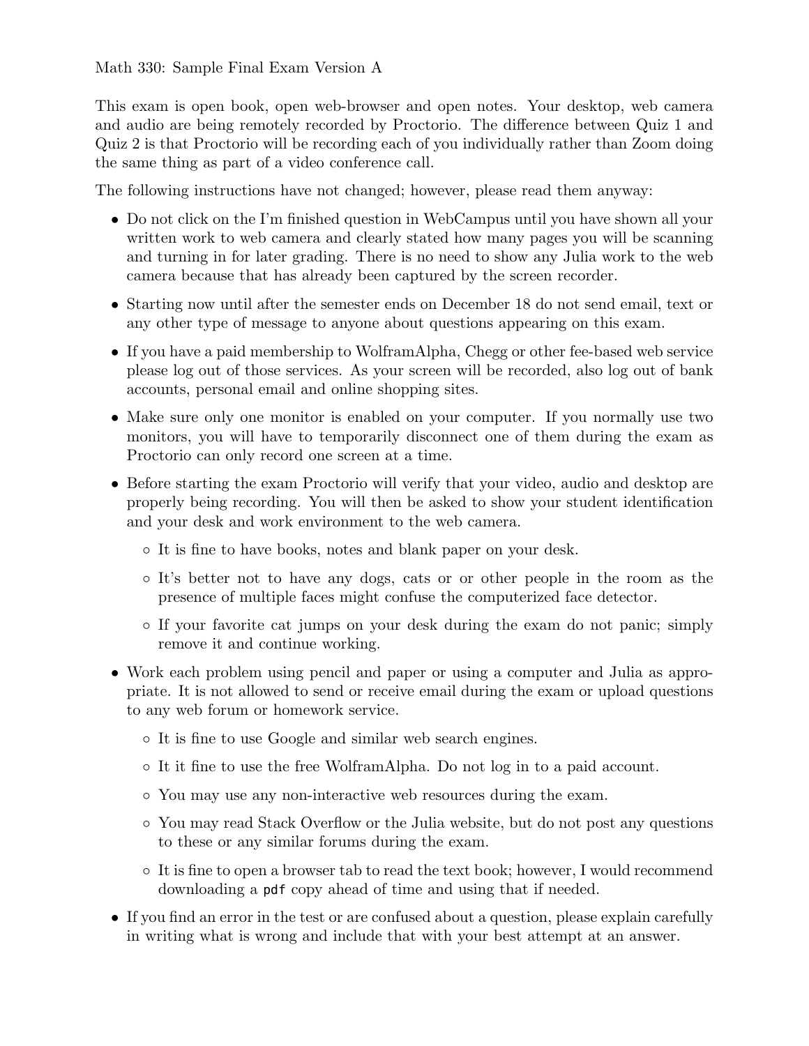Math 330: Sample Final Exam Version A

This exam is open book, open web-browser and open notes. Your desktop, web camera and audio are being remotely recorded by Proctorio. The difference between Quiz 1 and Quiz 2 is that Proctorio will be recording each of you individually rather than Zoom doing the same thing as part of a video conference call.

The following instructions have not changed; however, please read them anyway:

- Do not click on the I'm finished question in WebCampus until you have shown all your written work to web camera and clearly stated how many pages you will be scanning and turning in for later grading. There is no need to show any Julia work to the web camera because that has already been captured by the screen recorder.
- Starting now until after the semester ends on December 18 do not send email, text or any other type of message to anyone about questions appearing on this exam.
- If you have a paid membership to WolframAlpha, Chegg or other fee-based web service please log out of those services. As your screen will be recorded, also log out of bank accounts, personal email and online shopping sites.
- Make sure only one monitor is enabled on your computer. If you normally use two monitors, you will have to temporarily disconnect one of them during the exam as Proctorio can only record one screen at a time.
- Before starting the exam Proctorio will verify that your video, audio and desktop are properly being recording. You will then be asked to show your student identification and your desk and work environment to the web camera.
  - It is fine to have books, notes and blank paper on your desk.
  - It's better not to have any dogs, cats or or other people in the room as the presence of multiple faces might confuse the computerized face detector.
  - If your favorite cat jumps on your desk during the exam do not panic; simply remove it and continue working.
- Work each problem using pencil and paper or using a computer and Julia as appropriate. It is not allowed to send or receive email during the exam or upload questions to any web forum or homework service.
  - It is fine to use Google and similar web search engines.
  - It it fine to use the free WolframAlpha. Do not log in to a paid account.
  - You may use any non-interactive web resources during the exam.
  - You may read Stack Overflow or the Julia website, but do not post any questions to these or any similar forums during the exam.
  - It is fine to open a browser tab to read the text book; however, I would recommend downloading a `pdf` copy ahead of time and using that if needed.
- If you find an error in the test or are confused about a question, please explain carefully in writing what is wrong and include that with your best attempt at an answer.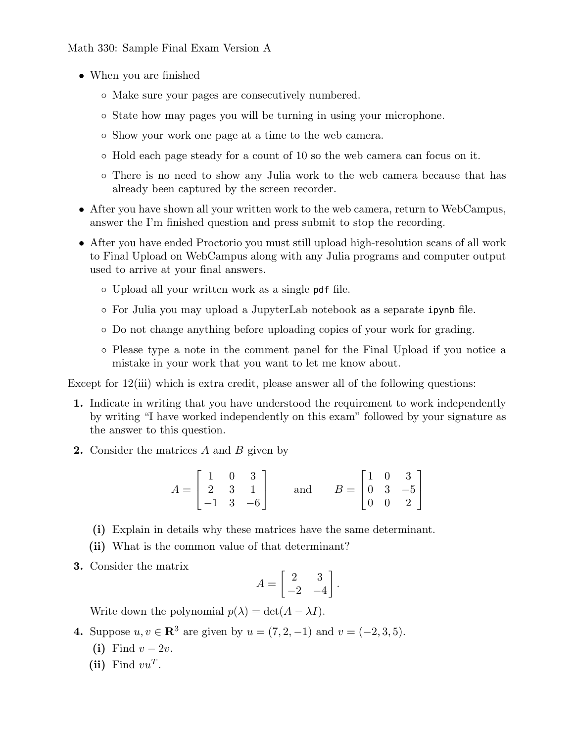Math 330: Sample Final Exam Version A

- When you are finished
  - Make sure your pages are consecutively numbered.
  - State how may pages you will be turning in using your microphone.
  - Show your work one page at a time to the web camera.
  - Hold each page steady for a count of 10 so the web camera can focus on it.
  - There is no need to show any Julia work to the web camera because that has already been captured by the screen recorder.
- After you have shown all your written work to the web camera, return to WebCampus, answer the I'm finished question and press submit to stop the recording.
- After you have ended Proctorio you must still upload high-resolution scans of all work to Final Upload on WebCampus along with any Julia programs and computer output used to arrive at your final answers.
  - Upload all your written work as a single `pdf` file.
  - For Julia you may upload a JupyterLab notebook as a separate `ipynb` file.
  - Do not change anything before uploading copies of your work for grading.
  - Please type a note in the comment panel for the Final Upload if you notice a mistake in your work that you want to let me know about.

Except for 12(iii) which is extra credit, please answer all of the following questions:

**1.** Indicate in writing that you have understood the requirement to work independently by writing "I have worked independently on this exam" followed by your signature as the answer to this question.

**2.** Consider the matrices $A$ and $B$ given by

$$A = \begin{bmatrix} 1 & 0 & 3 \\ 2 & 3 & 1 \\ -1 & 3 & -6 \end{bmatrix} \qquad \text{and} \qquad B = \begin{bmatrix} 1 & 0 & 3 \\ 0 & 3 & -5 \\ 0 & 0 & 2 \end{bmatrix}$$

**(i)** Explain in details why these matrices have the same determinant.

**(ii)** What is the common value of that determinant?

**3.** Consider the matrix

$$A = \begin{bmatrix} 2 & 3 \\ -2 & -4 \end{bmatrix}.$$

Write down the polynomial $p(\lambda) = \det(A - \lambda I)$.

**4.** Suppose $u, v \in \mathbf{R}^3$ are given by $u = (7, 2, -1)$ and $v = (-2, 3, 5)$.

**(i)** Find $v - 2v$.

**(ii)** Find $vu^T$.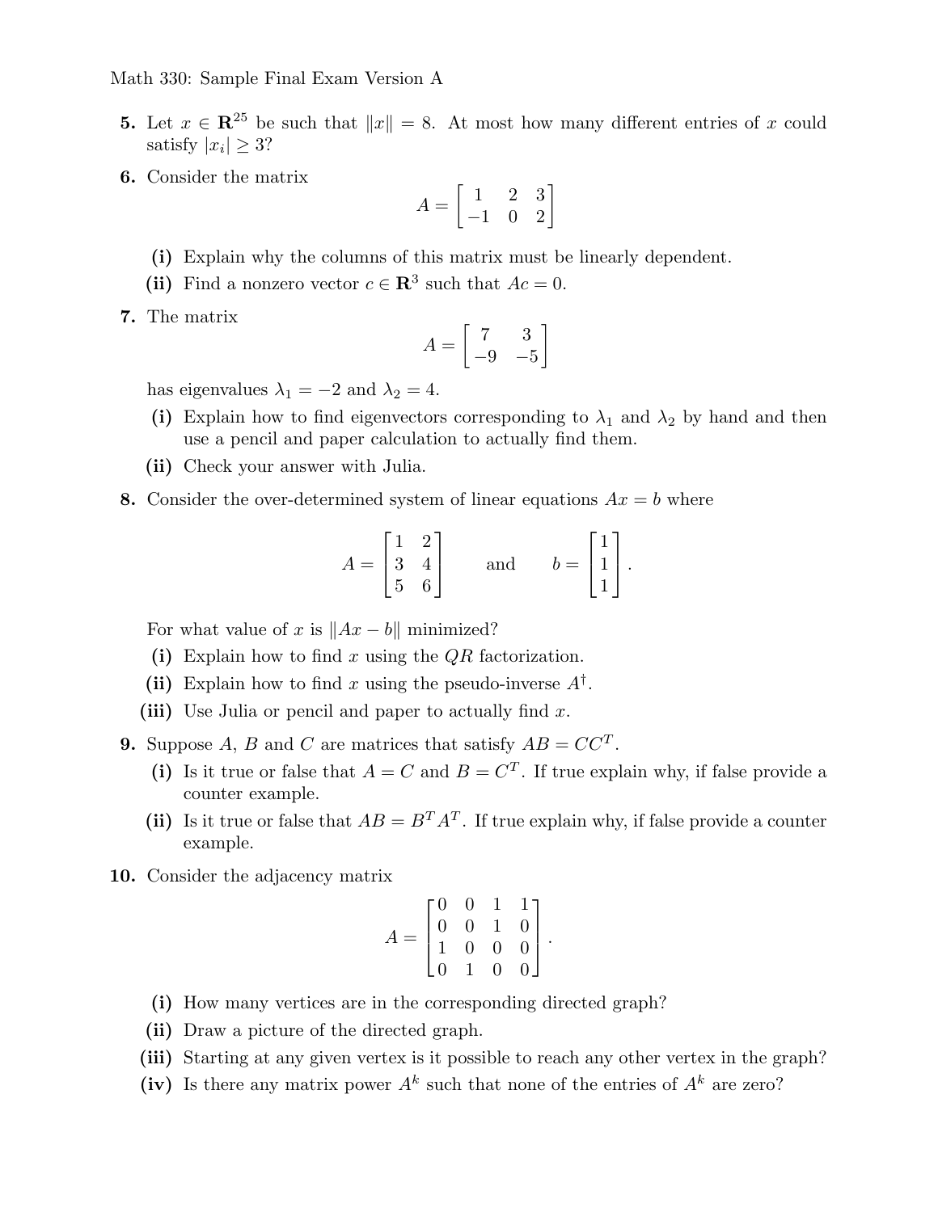**5.** Let $x \in \mathbf{R}^{25}$ be such that $\|x\| = 8$. At most how many different entries of $x$ could satisfy $|x_i| \geq 3$?

**6.** Consider the matrix

$$A = \begin{bmatrix} 1 & 2 & 3 \\ -1 & 0 & 2 \end{bmatrix}$$

**(i)** Explain why the columns of this matrix must be linearly dependent.

**(ii)** Find a nonzero vector $c \in \mathbf{R}^3$ such that $Ac = 0$.

**7.** The matrix

$$A = \begin{bmatrix} 7 & 3 \\ -9 & -5 \end{bmatrix}$$

has eigenvalues $\lambda_1 = -2$ and $\lambda_2 = 4$.

**(i)** Explain how to find eigenvectors corresponding to $\lambda_1$ and $\lambda_2$ by hand and then use a pencil and paper calculation to actually find them.

**(ii)** Check your answer with Julia.

**8.** Consider the over-determined system of linear equations $Ax = b$ where

$$A = \begin{bmatrix} 1 & 2 \\ 3 & 4 \\ 5 & 6 \end{bmatrix} \qquad \text{and} \qquad b = \begin{bmatrix} 1 \\ 1 \\ 1 \end{bmatrix}.$$

For what value of $x$ is $\|Ax - b\|$ minimized?

**(i)** Explain how to find $x$ using the $QR$ factorization.

**(ii)** Explain how to find $x$ using the pseudo-inverse $A^\dagger$.

**(iii)** Use Julia or pencil and paper to actually find $x$.

**9.** Suppose $A$, $B$ and $C$ are matrices that satisfy $AB = CC^T$.

**(i)** Is it true or false that $A = C$ and $B = C^T$. If true explain why, if false provide a counter example.

**(ii)** Is it true or false that $AB = B^T A^T$. If true explain why, if false provide a counter example.

**10.** Consider the adjacency matrix

$$A = \begin{bmatrix} 0 & 0 & 1 & 1 \\ 0 & 0 & 1 & 0 \\ 1 & 0 & 0 & 0 \\ 0 & 1 & 0 & 0 \end{bmatrix}.$$

**(i)** How many vertices are in the corresponding directed graph?

**(ii)** Draw a picture of the directed graph.

**(iii)** Starting at any given vertex is it possible to reach any other vertex in the graph?

**(iv)** Is there any matrix power $A^k$ such that none of the entries of $A^k$ are zero?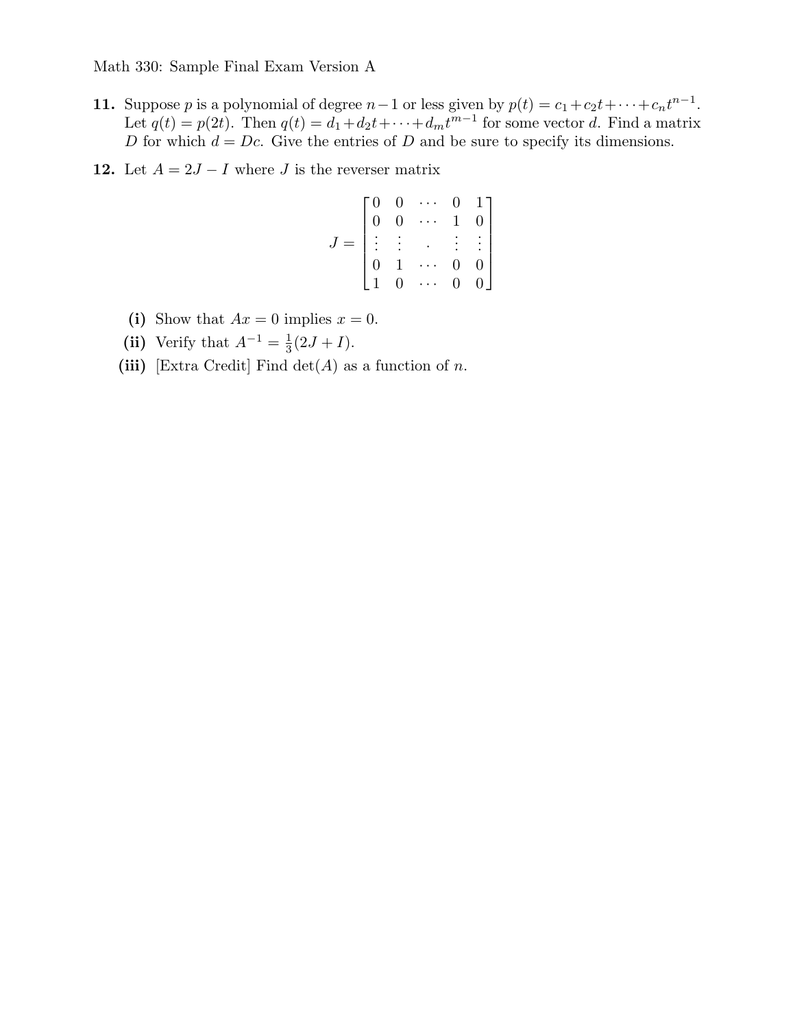**11.** Suppose $p$ is a polynomial of degree $n-1$ or less given by $p(t) = c_1 + c_2 t + \cdots + c_n t^{n-1}$. Let $q(t) = p(2t)$. Then $q(t) = d_1 + d_2 t + \cdots + d_m t^{m-1}$ for some vector $d$. Find a matrix $D$ for which $d = Dc$. Give the entries of $D$ and be sure to specify its dimensions.

**12.** Let $A = 2J - I$ where $J$ is the reverser matrix

$$J = \begin{bmatrix} 0 & 0 & \cdots & 0 & 1 \\ 0 & 0 & \cdots & 1 & 0 \\ \vdots & \vdots & . & \vdots & \vdots \\ 0 & 1 & \cdots & 0 & 0 \\ 1 & 0 & \cdots & 0 & 0 \end{bmatrix}$$

- **(i)** Show that $Ax = 0$ implies $x = 0$.
- **(ii)** Verify that $A^{-1} = \frac{1}{3}(2J + I)$.
- **(iii)** [Extra Credit] Find $\det(A)$ as a function of $n$.